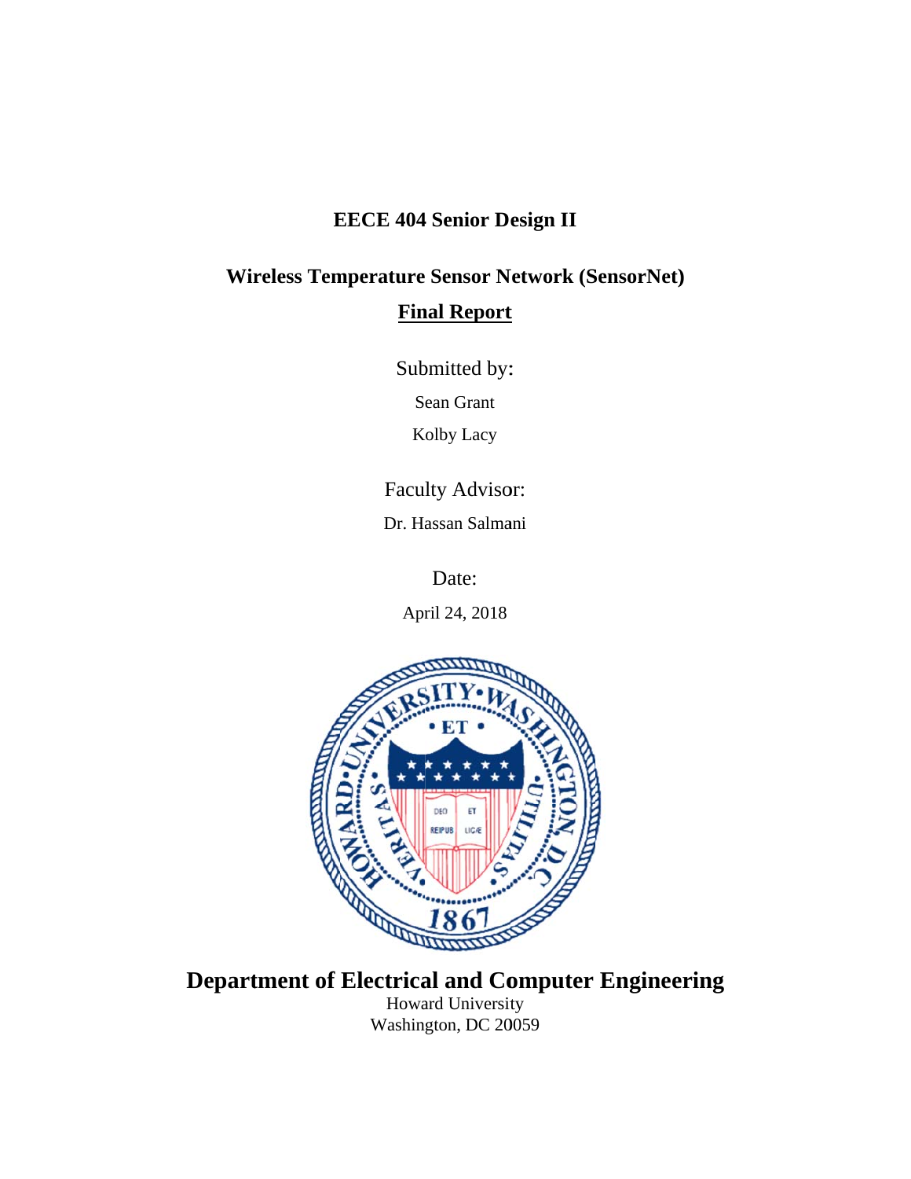**EECE 404 Senior Design II**

**Wireless Temperature Sensor Network (SensorNet)**

**Final Report**

Submitted by:

Sean Grant

Kolby Lacy

Faculty Advisor:

Dr. Hassan Salmani

Date:

April 24, 2018

**Department of Electrical and Computer Engineering**

Howard University

Washington, DC 20059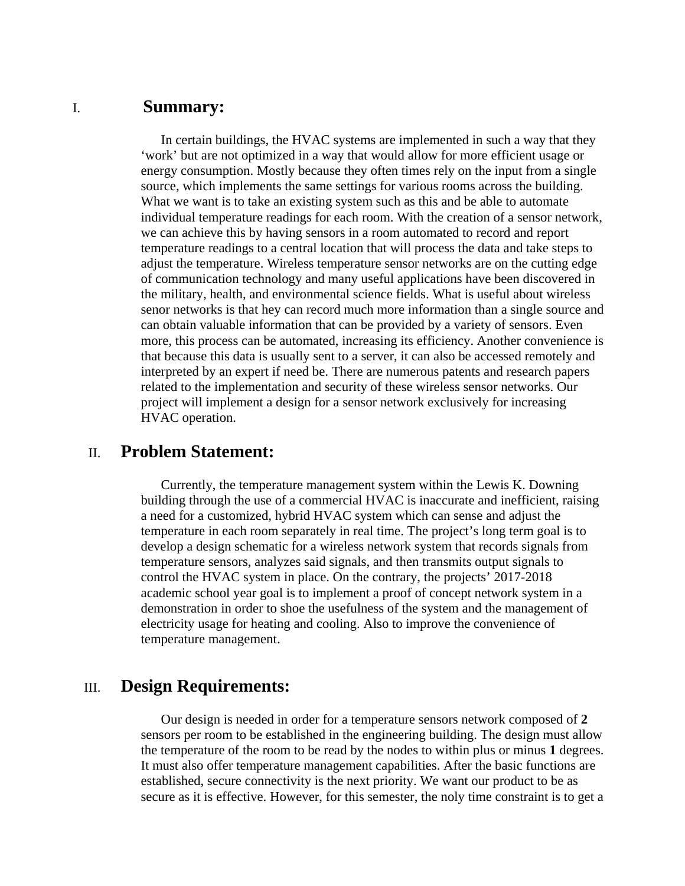## I. Summary:

In certain buildings, the HVAC systems are implemented in such a way that they 'work' but are not optimized in a way that would allow for more efficient usage or energy consumption. Mostly because they often times rely on the input from a single source, which implements the same settings for various rooms across the building. What we want is to take an existing system such as this and be able to automate individual temperature readings for each room. With the creation of a sensor network, we can achieve this by having sensors in a room automated to record and report temperature readings to a central location that will process the data and take steps to adjust the temperature. Wireless temperature sensor networks are on the cutting edge of communication technology and many useful applications have been discovered in the military, health, and environmental science fields. What is useful about wireless senor networks is that hey can record much more information than a single source and can obtain valuable information that can be provided by a variety of sensors. Even more, this process can be automated, increasing its efficiency. Another convenience is that because this data is usually sent to a server, it can also be accessed remotely and interpreted by an expert if need be. There are numerous patents and research papers related to the implementation and security of these wireless sensor networks. Our project will implement a design for a sensor network exclusively for increasing HVAC operation.

## II. Problem Statement:

Currently, the temperature management system within the Lewis K. Downing building through the use of a commercial HVAC is inaccurate and inefficient, raising a need for a customized, hybrid HVAC system which can sense and adjust the temperature in each room separately in real time. The project's long term goal is to develop a design schematic for a wireless network system that records signals from temperature sensors, analyzes said signals, and then transmits output signals to control the HVAC system in place. On the contrary, the projects' 2017-2018 academic school year goal is to implement a proof of concept network system in a demonstration in order to shoe the usefulness of the system and the management of electricity usage for heating and cooling. Also to improve the convenience of temperature management.

## III. Design Requirements:

Our design is needed in order for a temperature sensors network composed of **2** sensors per room to be established in the engineering building. The design must allow the temperature of the room to be read by the nodes to within plus or minus **1** degrees. It must also offer temperature management capabilities. After the basic functions are established, secure connectivity is the next priority. We want our product to be as secure as it is effective. However, for this semester, the noly time constraint is to get a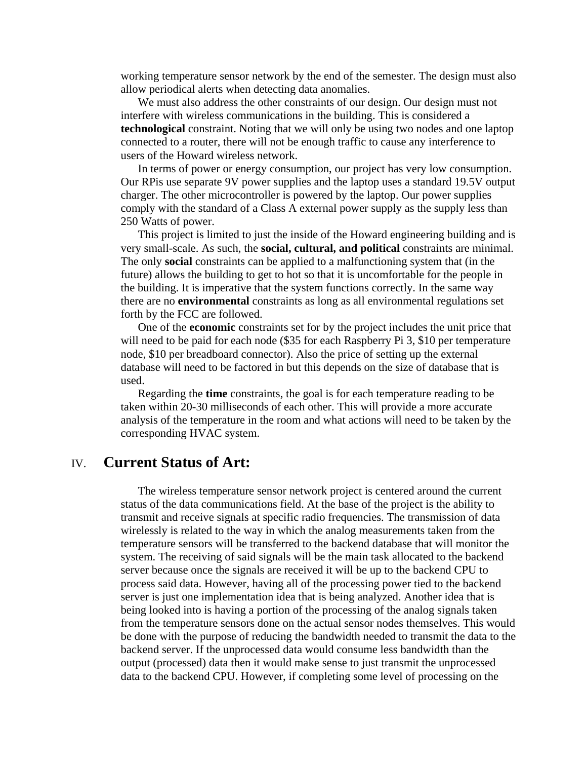working temperature sensor network by the end of the semester. The design must also allow periodical alerts when detecting data anomalies.

We must also address the other constraints of our design. Our design must not interfere with wireless communications in the building. This is considered a **technological** constraint. Noting that we will only be using two nodes and one laptop connected to a router, there will not be enough traffic to cause any interference to users of the Howard wireless network.

In terms of power or energy consumption, our project has very low consumption. Our RPis use separate 9V power supplies and the laptop uses a standard 19.5V output charger. The other microcontroller is powered by the laptop. Our power supplies comply with the standard of a Class A external power supply as the supply less than 250 Watts of power.

This project is limited to just the inside of the Howard engineering building and is very small-scale. As such, the **social, cultural, and political** constraints are minimal. The only **social** constraints can be applied to a malfunctioning system that (in the future) allows the building to get to hot so that it is uncomfortable for the people in the building. It is imperative that the system functions correctly. In the same way there are no **environmental** constraints as long as all environmental regulations set forth by the FCC are followed.

One of the **economic** constraints set for by the project includes the unit price that will need to be paid for each node ($35 for each Raspberry Pi 3, $10 per temperature node, $10 per breadboard connector). Also the price of setting up the external database will need to be factored in but this depends on the size of database that is used.

Regarding the **time** constraints, the goal is for each temperature reading to be taken within 20-30 milliseconds of each other. This will provide a more accurate analysis of the temperature in the room and what actions will need to be taken by the corresponding HVAC system.

## IV. Current Status of Art:

The wireless temperature sensor network project is centered around the current status of the data communications field. At the base of the project is the ability to transmit and receive signals at specific radio frequencies. The transmission of data wirelessly is related to the way in which the analog measurements taken from the temperature sensors will be transferred to the backend database that will monitor the system. The receiving of said signals will be the main task allocated to the backend server because once the signals are received it will be up to the backend CPU to process said data. However, having all of the processing power tied to the backend server is just one implementation idea that is being analyzed. Another idea that is being looked into is having a portion of the processing of the analog signals taken from the temperature sensors done on the actual sensor nodes themselves. This would be done with the purpose of reducing the bandwidth needed to transmit the data to the backend server. If the unprocessed data would consume less bandwidth than the output (processed) data then it would make sense to just transmit the unprocessed data to the backend CPU. However, if completing some level of processing on the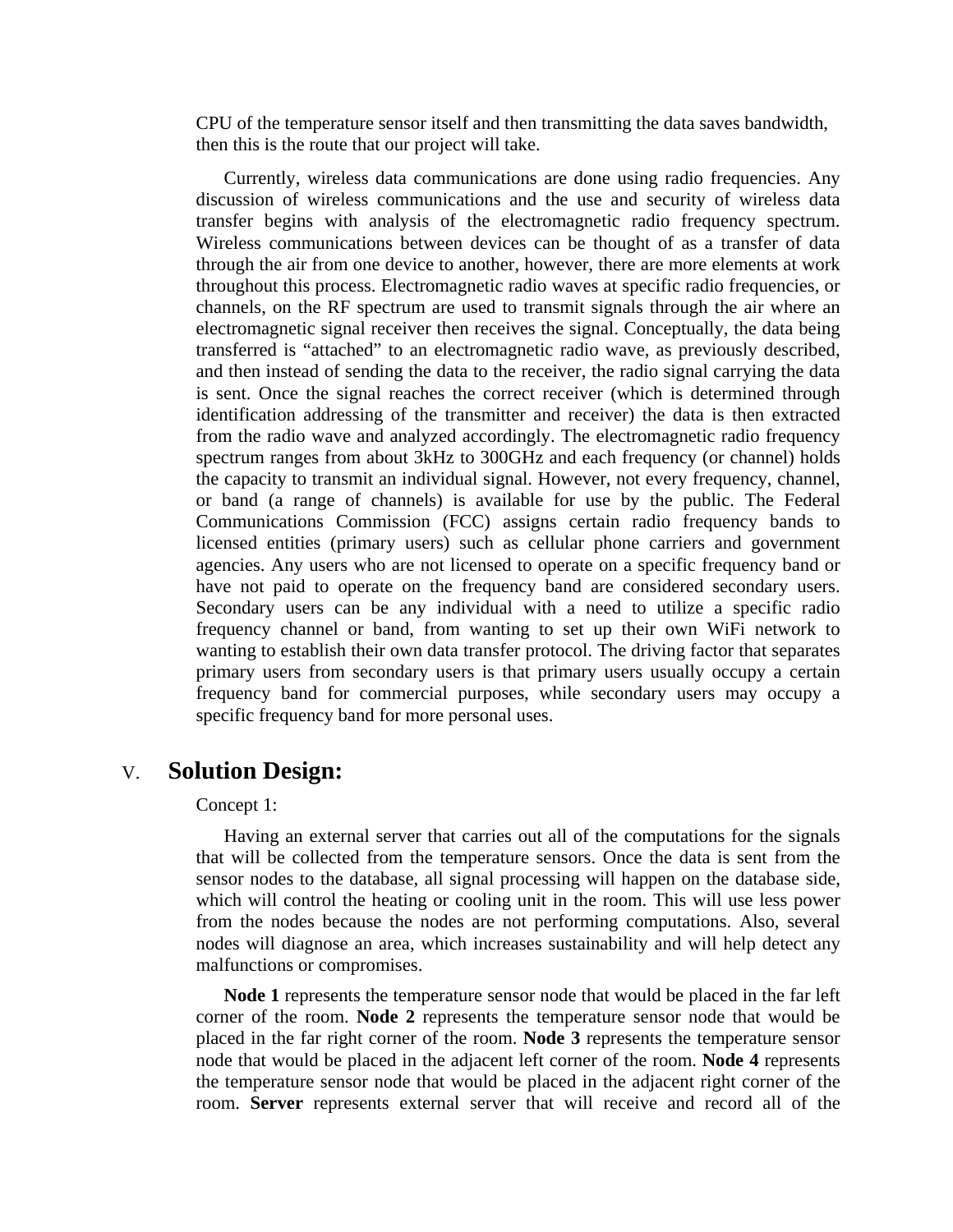CPU of the temperature sensor itself and then transmitting the data saves bandwidth, then this is the route that our project will take.

Currently, wireless data communications are done using radio frequencies. Any discussion of wireless communications and the use and security of wireless data transfer begins with analysis of the electromagnetic radio frequency spectrum. Wireless communications between devices can be thought of as a transfer of data through the air from one device to another, however, there are more elements at work throughout this process. Electromagnetic radio waves at specific radio frequencies, or channels, on the RF spectrum are used to transmit signals through the air where an electromagnetic signal receiver then receives the signal. Conceptually, the data being transferred is "attached" to an electromagnetic radio wave, as previously described, and then instead of sending the data to the receiver, the radio signal carrying the data is sent. Once the signal reaches the correct receiver (which is determined through identification addressing of the transmitter and receiver) the data is then extracted from the radio wave and analyzed accordingly. The electromagnetic radio frequency spectrum ranges from about 3kHz to 300GHz and each frequency (or channel) holds the capacity to transmit an individual signal. However, not every frequency, channel, or band (a range of channels) is available for use by the public. The Federal Communications Commission (FCC) assigns certain radio frequency bands to licensed entities (primary users) such as cellular phone carriers and government agencies. Any users who are not licensed to operate on a specific frequency band or have not paid to operate on the frequency band are considered secondary users. Secondary users can be any individual with a need to utilize a specific radio frequency channel or band, from wanting to set up their own WiFi network to wanting to establish their own data transfer protocol. The driving factor that separates primary users from secondary users is that primary users usually occupy a certain frequency band for commercial purposes, while secondary users may occupy a specific frequency band for more personal uses.

## V. Solution Design:

Concept 1:

Having an external server that carries out all of the computations for the signals that will be collected from the temperature sensors. Once the data is sent from the sensor nodes to the database, all signal processing will happen on the database side, which will control the heating or cooling unit in the room. This will use less power from the nodes because the nodes are not performing computations. Also, several nodes will diagnose an area, which increases sustainability and will help detect any malfunctions or compromises.

**Node 1** represents the temperature sensor node that would be placed in the far left corner of the room. **Node 2** represents the temperature sensor node that would be placed in the far right corner of the room. **Node 3** represents the temperature sensor node that would be placed in the adjacent left corner of the room. **Node 4** represents the temperature sensor node that would be placed in the adjacent right corner of the room. **Server** represents external server that will receive and record all of the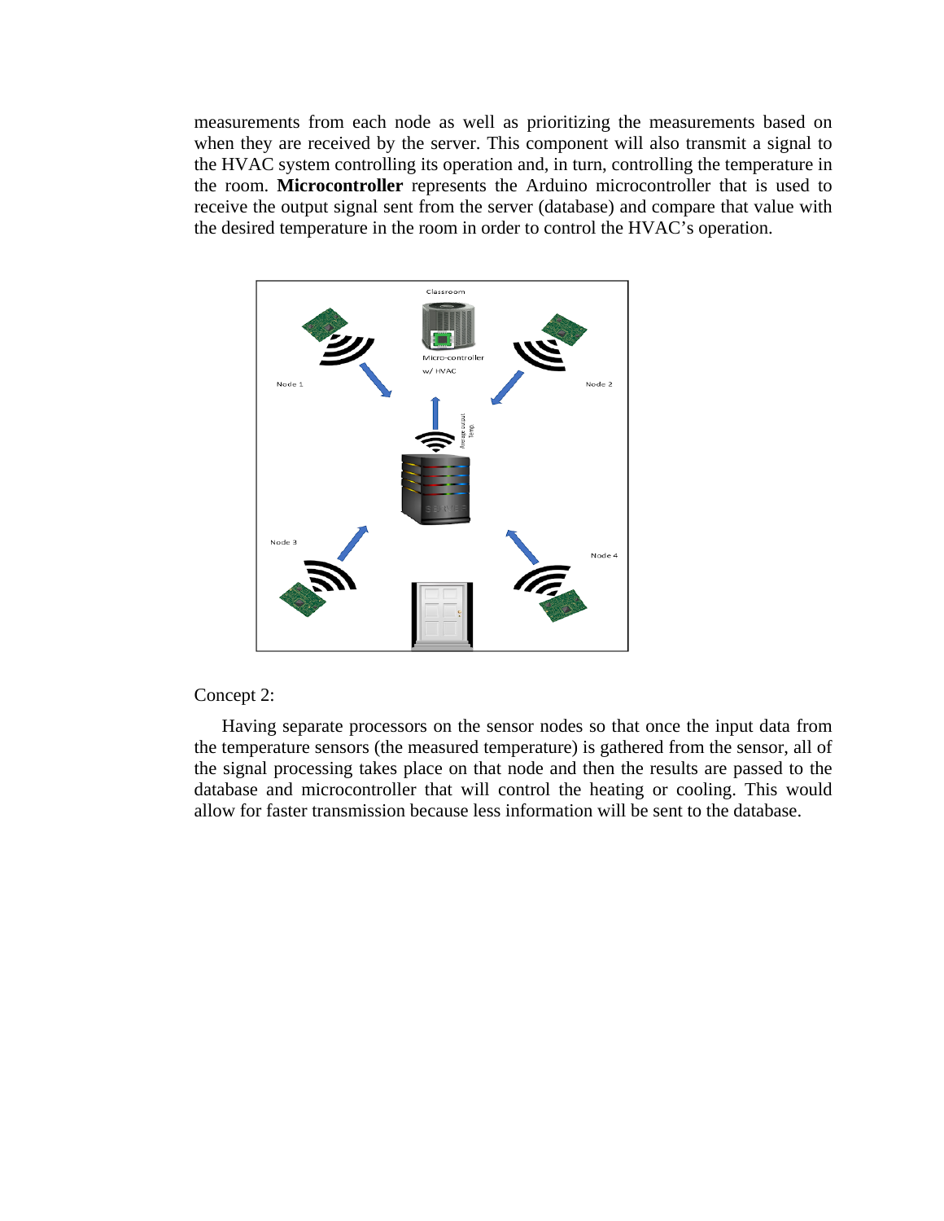measurements from each node as well as prioritizing the measurements based on when they are received by the server. This component will also transmit a signal to the HVAC system controlling its operation and, in turn, controlling the temperature in the room. **Microcontroller** represents the Arduino microcontroller that is used to receive the output signal sent from the server (database) and compare that value with the desired temperature in the room in order to control the HVAC's operation.

Concept 2:

Having separate processors on the sensor nodes so that once the input data from the temperature sensors (the measured temperature) is gathered from the sensor, all of the signal processing takes place on that node and then the results are passed to the database and microcontroller that will control the heating or cooling. This would allow for faster transmission because less information will be sent to the database.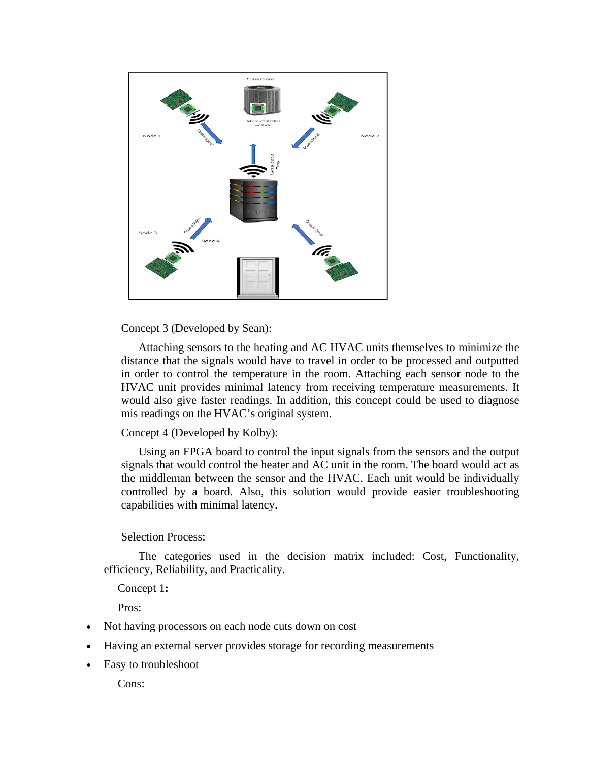Concept 3 (Developed by Sean):

Attaching sensors to the heating and AC HVAC units themselves to minimize the distance that the signals would have to travel in order to be processed and outputted in order to control the temperature in the room. Attaching each sensor node to the HVAC unit provides minimal latency from receiving temperature measurements. It would also give faster readings. In addition, this concept could be used to diagnose mis readings on the HVAC's original system.

Concept 4 (Developed by Kolby):

Using an FPGA board to control the input signals from the sensors and the output signals that would control the heater and AC unit in the room. The board would act as the middleman between the sensor and the HVAC. Each unit would be individually controlled by a board. Also, this solution would provide easier troubleshooting capabilities with minimal latency.

Selection Process:

The categories used in the decision matrix included: Cost, Functionality, efficiency, Reliability, and Practicality.

Concept 1**:**

Pros:

- Not having processors on each node cuts down on cost
- Having an external server provides storage for recording measurements
- Easy to troubleshoot

Cons: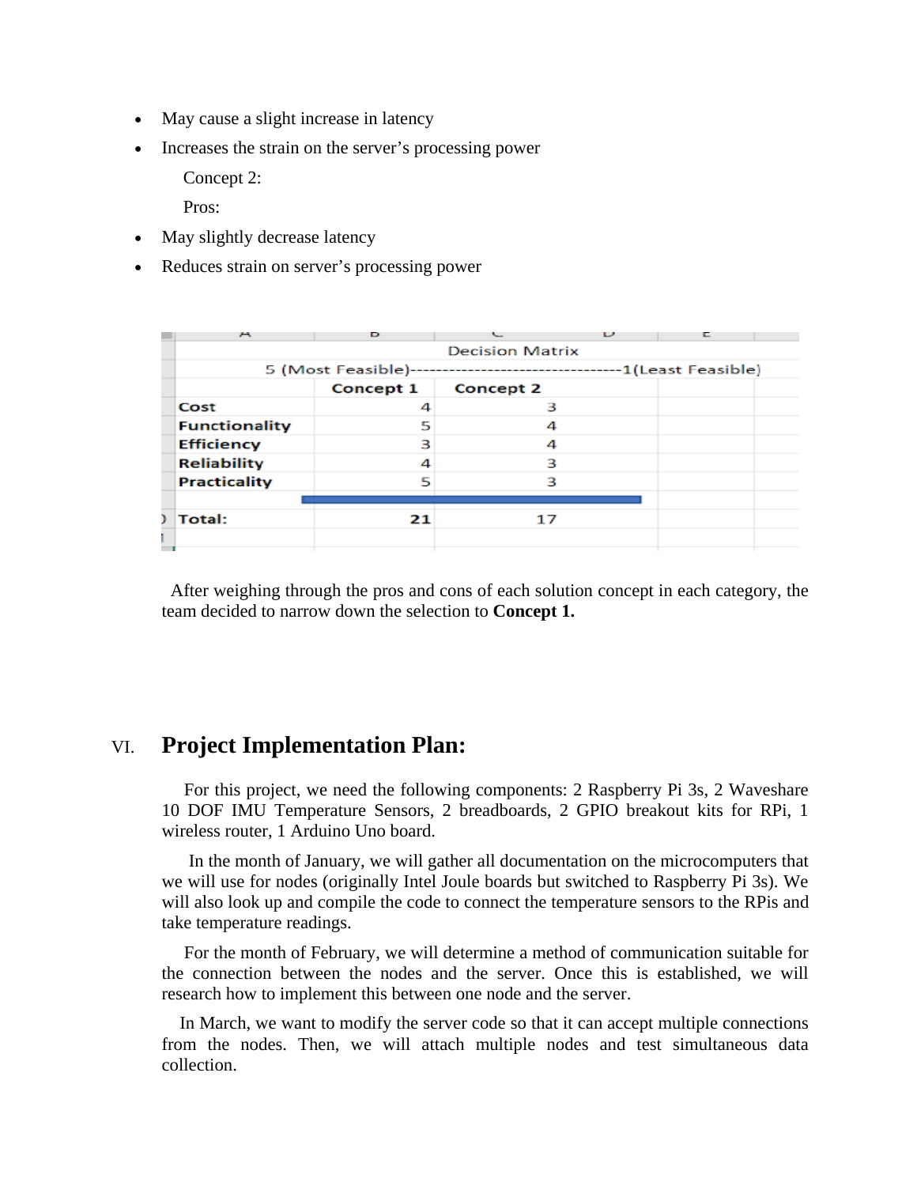- May cause a slight increase in latency
- Increases the strain on the server's processing power

Concept 2:

Pros:

- May slightly decrease latency
- Reduces strain on server's processing power

| Decision Matrix | | |
|---|---|---|
| 5 (Most Feasible)--------------------------------1(Least Feasible) | | |
| | **Concept 1** | **Concept 2** |
| **Cost** | 4 | 3 |
| **Functionality** | 5 | 4 |
| **Efficiency** | 3 | 4 |
| **Reliability** | 4 | 3 |
| **Practicality** | 5 | 3 |
| **Total:** | **21** | 17 |

After weighing through the pros and cons of each solution concept in each category, the team decided to narrow down the selection to **Concept 1.**

## VI. Project Implementation Plan:

For this project, we need the following components: 2 Raspberry Pi 3s, 2 Waveshare 10 DOF IMU Temperature Sensors, 2 breadboards, 2 GPIO breakout kits for RPi, 1 wireless router, 1 Arduino Uno board.

In the month of January, we will gather all documentation on the microcomputers that we will use for nodes (originally Intel Joule boards but switched to Raspberry Pi 3s). We will also look up and compile the code to connect the temperature sensors to the RPis and take temperature readings.

For the month of February, we will determine a method of communication suitable for the connection between the nodes and the server. Once this is established, we will research how to implement this between one node and the server.

In March, we want to modify the server code so that it can accept multiple connections from the nodes. Then, we will attach multiple nodes and test simultaneous data collection.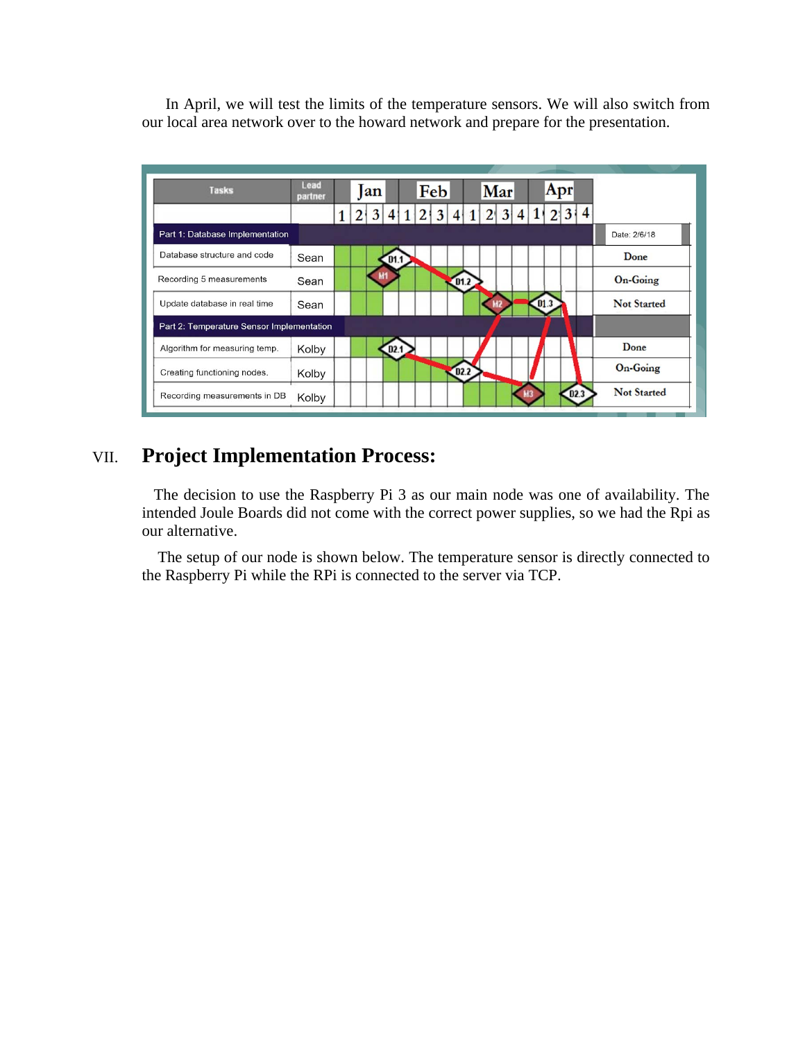In April, we will test the limits of the temperature sensors. We will also switch from our local area network over to the howard network and prepare for the presentation.

| Tasks | Lead partner | Jan | | | | Feb | | | | Mar | | | | Apr | | | | |
|---|---|---|---|---|---|---|---|---|---|---|---|---|---|---|---|---|---|---|
| | | 1 | 2 | 3 | 4 | 1 | 2 | 3 | 4 | 1 | 2 | 3 | 4 | 1 | 2 | 3 | 4 | |
| Part 1: Database Implementation | | | | | | | | | | | | | | | | | | Date: 2/6/18 |
| Database structure and code | Sean | | | | D1.1 | | | | | | | | | | | | | Done |
| Recording 5 measurements | Sean | | | M1 | | | | | D1.2 | | | | | | | | | On-Going |
| Update database in real time | Sean | | | | | | | | | | M2 | | D1.3 | | | | | Not Started |
| Part 2: Temperature Sensor Implementation | | | | | | | | | | | | | | | | | | |
| Algorithm for measuring temp. | Kolby | | | | D2.1 | | | | | | | | | | | | | Done |
| Creating functioning nodes. | Kolby | | | | | | | | D2.2 | | | | | | | | | On-Going |
| Recording measurements in DB | Kolby | | | | | | | | | | | M3 | | | D2.3 | | | Not Started |

## VII. Project Implementation Process:

The decision to use the Raspberry Pi 3 as our main node was one of availability. The intended Joule Boards did not come with the correct power supplies, so we had the Rpi as our alternative.

The setup of our node is shown below. The temperature sensor is directly connected to the Raspberry Pi while the RPi is connected to the server via TCP.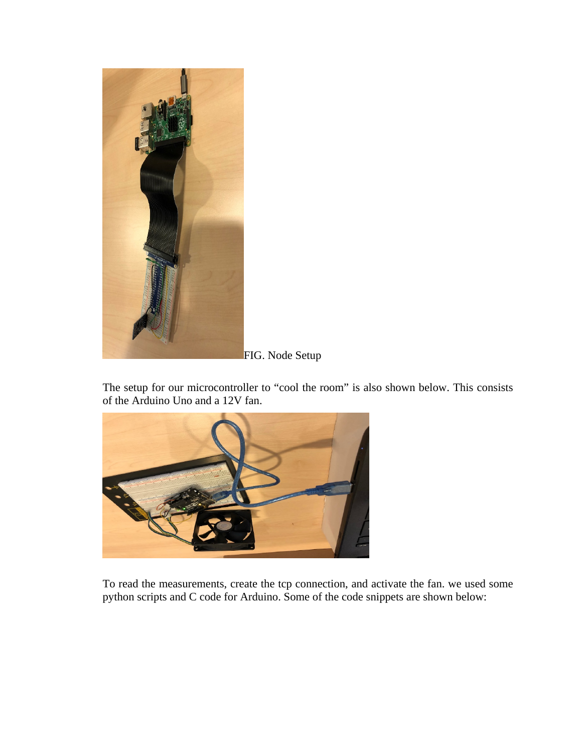FIG. Node Setup

The setup for our microcontroller to “cool the room” is also shown below. This consists of the Arduino Uno and a 12V fan.

To read the measurements, create the tcp connection, and activate the fan. we used some python scripts and C code for Arduino. Some of the code snippets are shown below: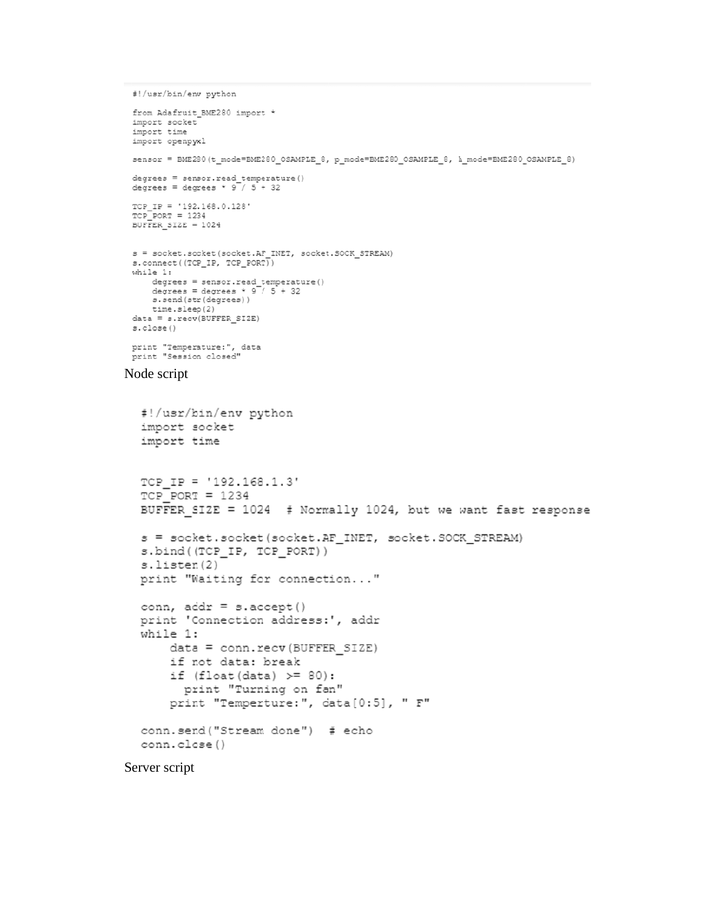```
#!/usr/bin/env python

from Adafruit_BME280 import *
import socket
import time
import openpyxl

sensor = BME280(t_mode=BME280_OSAMPLE_8, p_mode=BME280_OSAMPLE_8, h_mode=BME280_OSAMPLE_8)

degrees = sensor.read_temperature()
degrees = degrees * 9 / 5 + 32

TCP_IP = '192.168.0.128'
TCP_PORT = 1234
BUFFER_SIZE = 1024


s = socket.socket(socket.AF_INET, socket.SOCK_STREAM)
s.connect((TCP_IP, TCP_PORT))
while 1:
    degrees = sensor.read_temperature()
    degrees = degrees * 9 / 5 + 32
    s.send(str(degrees))
    time.sleep(2)
data = s.recv(BUFFER_SIZE)
s.close()

print "Temperature:", data
print "Session closed"
```

Node script

```
#!/usr/bin/env python
import socket
import time


TCP_IP = '192.168.1.3'
TCP_PORT = 1234
BUFFER_SIZE = 1024  # Normally 1024, but we want fast response

s = socket.socket(socket.AF_INET, socket.SOCK_STREAM)
s.bind((TCP_IP, TCP_PORT))
s.listen(2)
print "Waiting for connection..."

conn, addr = s.accept()
print 'Connection address:', addr
while 1:
    data = conn.recv(BUFFER_SIZE)
    if not data: break
    if (float(data) >= 80):
      print "Turning on fan"
    print "Temperture:", data[0:5], " F"

conn.send("Stream done")  # echo
conn.close()
```

Server script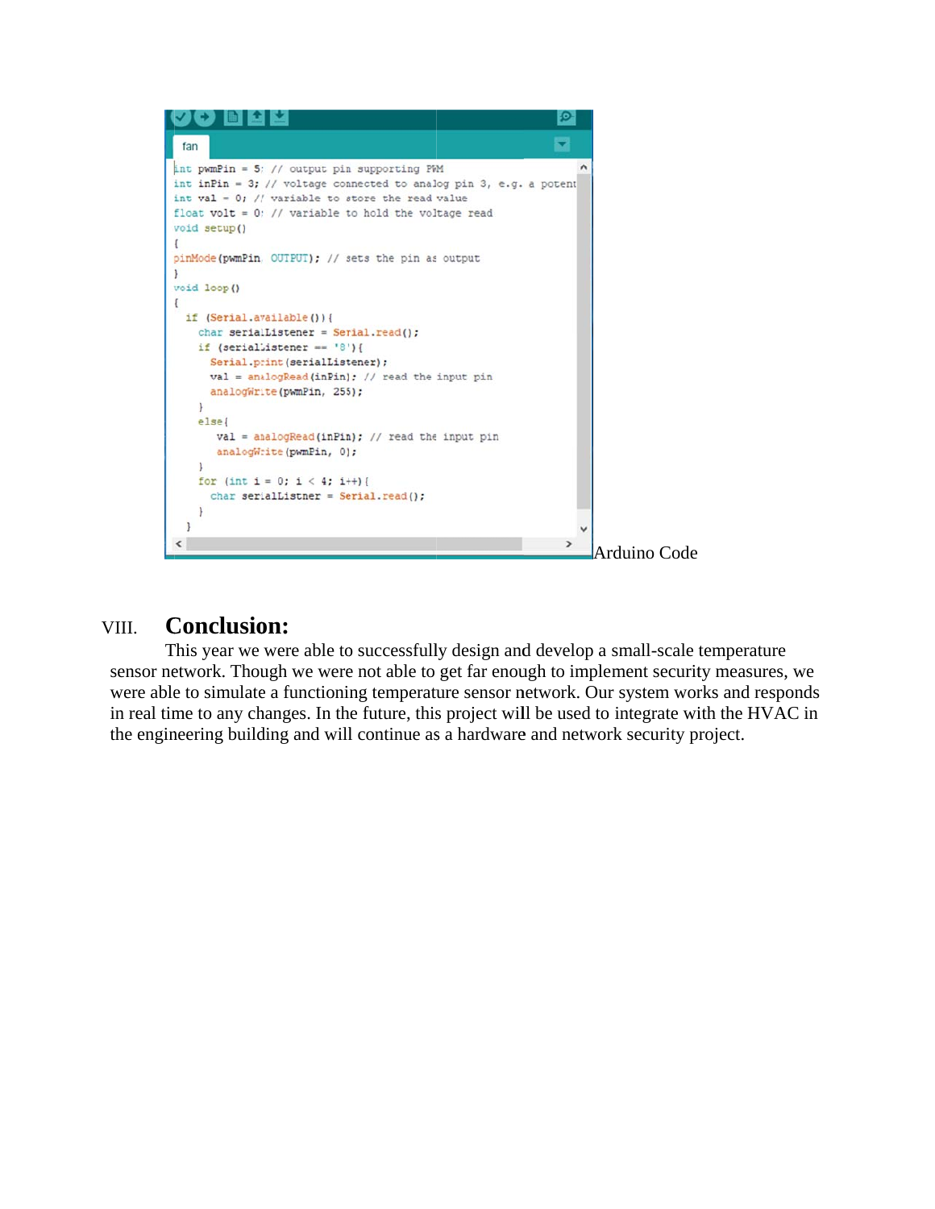```
int pwmPin = 5; // output pin supporting PWM
int inPin = 3; // voltage connected to analog pin 3, e.g. a potent
int val = 0; // variable to store the read value
float volt = 0; // variable to hold the voltage read
void setup()
{
pinMode(pwmPin, OUTPUT); // sets the pin as output
}
void loop()
{
  if (Serial.available()){
    char serialListener = Serial.read();
    if (serialListener == '8'){
      Serial.print(serialListener);
      val = analogRead(inPin); // read the input pin
      analogWrite(pwmPin, 255);
    }
    else{
       val = analogRead(inPin); // read the input pin
       analogWrite(pwmPin, 0);
    }
    for (int i = 0; i < 4; i++){
      char serialListner = Serial.read();
    }
  }
```

Arduino Code

## VIII. Conclusion:

This year we were able to successfully design and develop a small-scale temperature sensor network. Though we were not able to get far enough to implement security measures, we were able to simulate a functioning temperature sensor network. Our system works and responds in real time to any changes. In the future, this project will be used to integrate with the HVAC in the engineering building and will continue as a hardware and network security project.